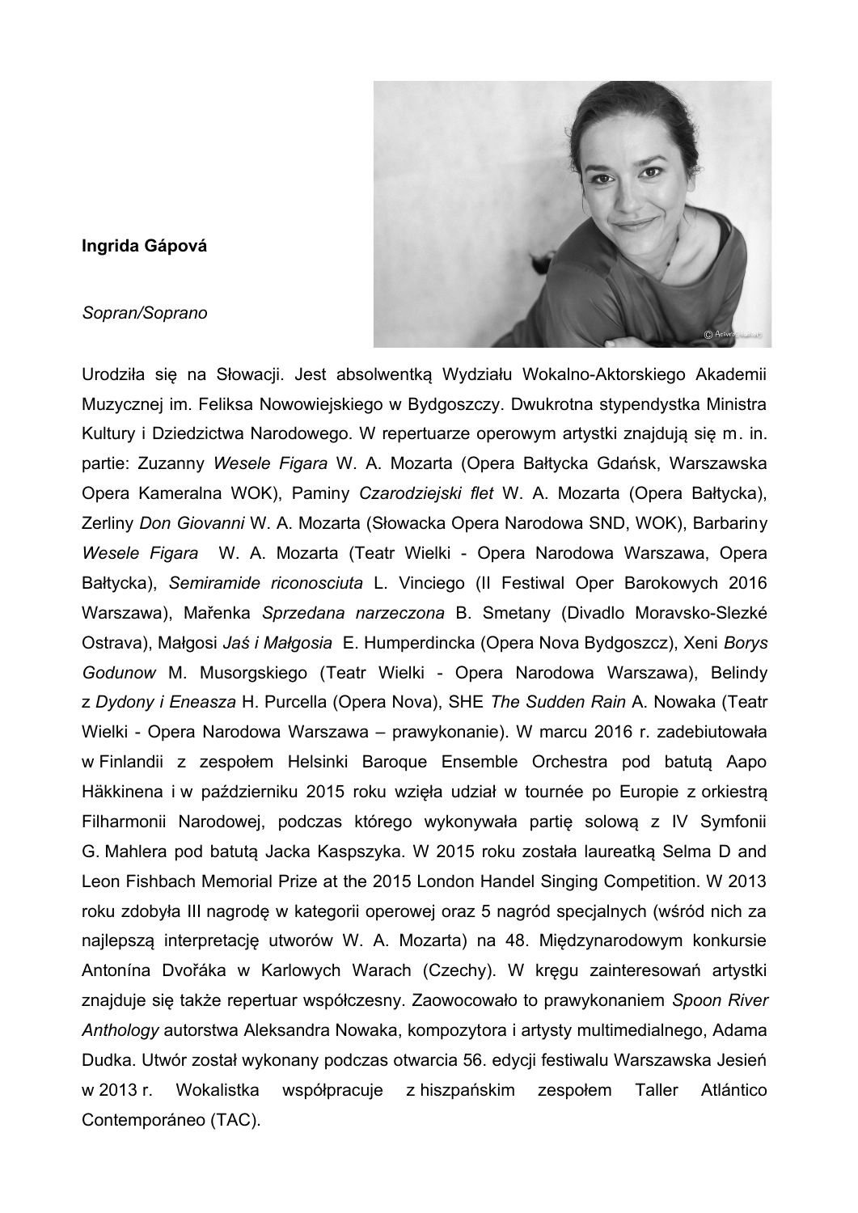**Ingrida Gápová**

*Sopran/Soprano*

Urodziła się na Słowacji. Jest absolwentką Wydziału Wokalno-Aktorskiego Akademii Muzycznej im. Feliksa Nowowiejskiego w Bydgoszczy. Dwukrotna stypendystka Ministra Kultury i Dziedzictwa Narodowego. W repertuarze operowym artystki znajdują się m. in. partie: Zuzanny *Wesele Figara* W. A. Mozarta (Opera Bałtycka Gdańsk, Warszawska Opera Kameralna WOK), Paminy *Czarodziejski flet* W. A. Mozarta (Opera Bałtycka), Zerliny *Don Giovanni* W. A. Mozarta (Słowacka Opera Narodowa SND, WOK), Barbariny *Wesele Figara* W. A. Mozarta (Teatr Wielki - Opera Narodowa Warszawa, Opera Bałtycka), *Semiramide riconosciuta* L. Vinciego (II Festiwal Oper Barokowych 2016 Warszawa), Mařenka *Sprzedana narzeczona* B. Smetany (Divadlo Moravsko-Slezké Ostrava), Małgosi *Jaś i Małgosia* E. Humperdincka (Opera Nova Bydgoszcz), Xeni *Borys Godunow* M. Musorgskiego (Teatr Wielki - Opera Narodowa Warszawa), Belindy z *Dydony i Eneasza* H. Purcella (Opera Nova), SHE *The Sudden Rain* A. Nowaka (Teatr Wielki - Opera Narodowa Warszawa – prawykonanie). W marcu 2016 r. zadebiutowała w Finlandii z zespołem Helsinki Baroque Ensemble Orchestra pod batutą Aapo Häkkinena i w październiku 2015 roku wzięła udział w tournée po Europie z orkiestrą Filharmonii Narodowej, podczas którego wykonywała partię solową z IV Symfonii G. Mahlera pod batutą Jacka Kaspszyka. W 2015 roku została laureatką Selma D and Leon Fishbach Memorial Prize at the 2015 London Handel Singing Competition. W 2013 roku zdobyła III nagrodę w kategorii operowej oraz 5 nagród specjalnych (wśród nich za najlepszą interpretację utworów W. A. Mozarta) na 48. Międzynarodowym konkursie Antonína Dvořáka w Karlowych Warach (Czechy). W kręgu zainteresowań artystki znajduje się także repertuar współczesny. Zaowocowało to prawykonaniem *Spoon River Anthology* autorstwa Aleksandra Nowaka, kompozytora i artysty multimedialnego, Adama Dudka. Utwór został wykonany podczas otwarcia 56. edycji festiwalu Warszawska Jesień w 2013 r. Wokalistka współpracuje z hiszpańskim zespołem Taller Atlántico Contemporáneo (TAC).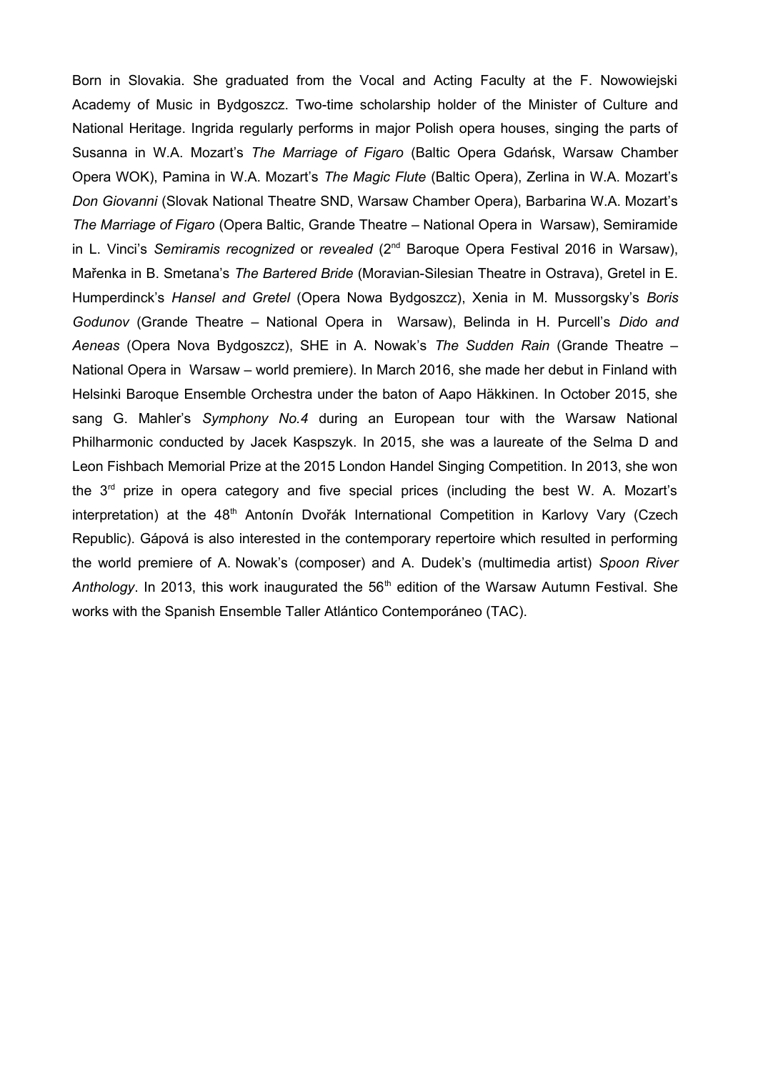Born in Slovakia. She graduated from the Vocal and Acting Faculty at the F. Nowowiejski Academy of Music in Bydgoszcz. Two-time scholarship holder of the Minister of Culture and National Heritage. Ingrida regularly performs in major Polish opera houses, singing the parts of Susanna in W.A. Mozart's *The Marriage of Figaro* (Baltic Opera Gdańsk, Warsaw Chamber Opera WOK), Pamina in W.A. Mozart's *The Magic Flute* (Baltic Opera), Zerlina in W.A. Mozart's *Don Giovanni* (Slovak National Theatre SND, Warsaw Chamber Opera), Barbarina W.A. Mozart's *The Marriage of Figaro* (Opera Baltic, Grande Theatre – National Opera in Warsaw), Semiramide in L. Vinci's *Semiramis recognized* or *revealed* (2nd Baroque Opera Festival 2016 in Warsaw), Mařenka in B. Smetana's *The Bartered Bride* (Moravian-Silesian Theatre in Ostrava), Gretel in E. Humperdinck's *Hansel and Gretel* (Opera Nowa Bydgoszcz), Xenia in M. Mussorgsky's *Boris Godunov* (Grande Theatre – National Opera in Warsaw), Belinda in H. Purcell's *Dido and Aeneas* (Opera Nova Bydgoszcz), SHE in A. Nowak's *The Sudden Rain* (Grande Theatre – National Opera in Warsaw – world premiere). In March 2016, she made her debut in Finland with Helsinki Baroque Ensemble Orchestra under the baton of Aapo Häkkinen. In October 2015, she sang G. Mahler's *Symphony No.4* during an European tour with the Warsaw National Philharmonic conducted by Jacek Kaspszyk. In 2015, she was a laureate of the Selma D and Leon Fishbach Memorial Prize at the 2015 London Handel Singing Competition. In 2013, she won the 3rd prize in opera category and five special prices (including the best W. A. Mozart's interpretation) at the 48th Antonín Dvořák International Competition in Karlovy Vary (Czech Republic). Gápová is also interested in the contemporary repertoire which resulted in performing the world premiere of A. Nowak's (composer) and A. Dudek's (multimedia artist) *Spoon River Anthology*. In 2013, this work inaugurated the 56th edition of the Warsaw Autumn Festival. She works with the Spanish Ensemble Taller Atlántico Contemporáneo (TAC).